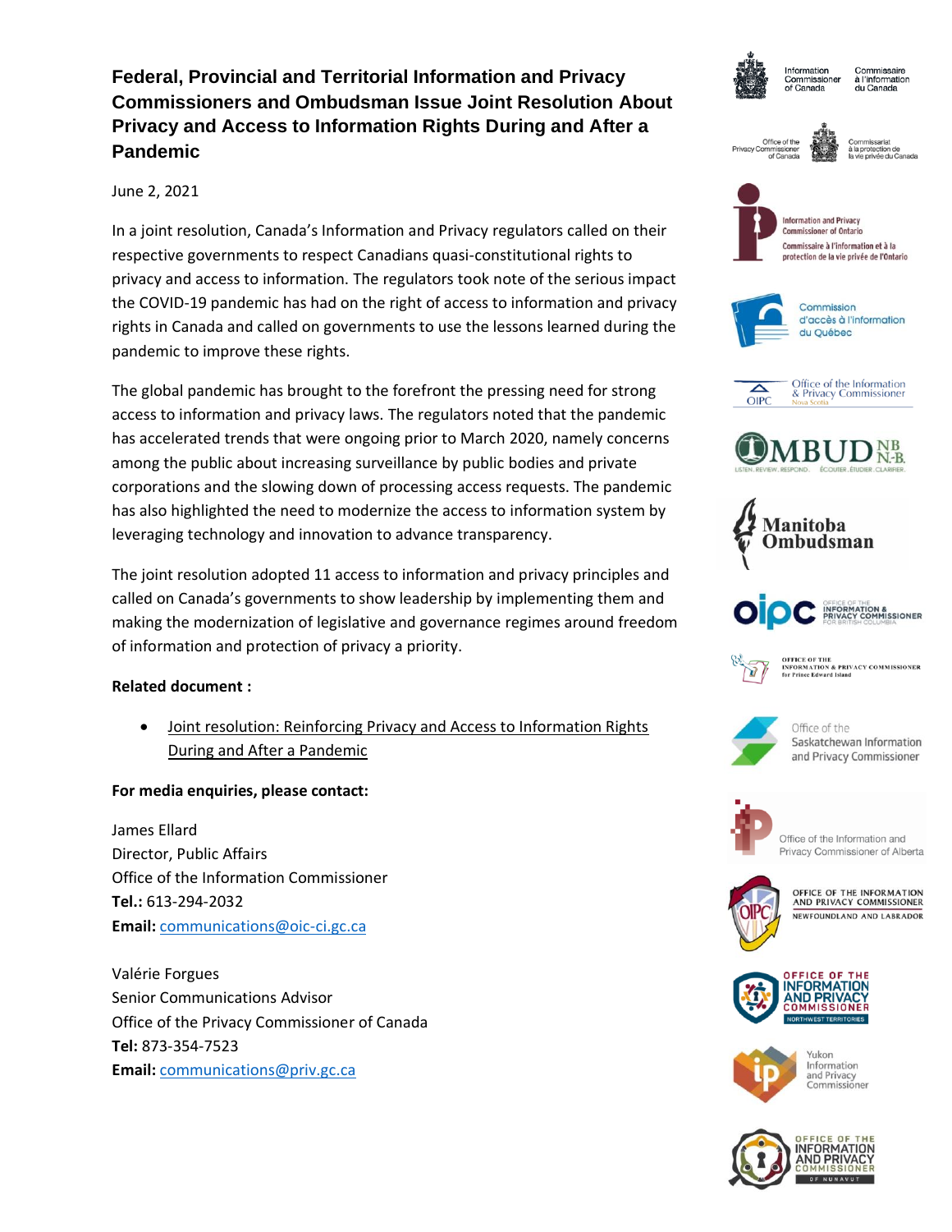# Federal, Provincial and Territorial Information and Privacy Commissioners and Ombudsman Issue Joint Resolution About Privacy and Access to Information Rights During and After a Pandemic

June 2, 2021

In a joint resolution, Canada's Information and Privacy regulators called on their respective governments to respect Canadians quasi-constitutional rights to privacy and access to information. The regulators took note of the serious impact the COVID-19 pandemic has had on the right of access to information and privacy rights in Canada and called on governments to use the lessons learned during the pandemic to improve these rights.

The global pandemic has brought to the forefront the pressing need for strong access to information and privacy laws. The regulators noted that the pandemic has accelerated trends that were ongoing prior to March 2020, namely concerns among the public about increasing surveillance by public bodies and private corporations and the slowing down of processing access requests. The pandemic has also highlighted the need to modernize the access to information system by leveraging technology and innovation to advance transparency.

The joint resolution adopted 11 access to information and privacy principles and called on Canada's governments to show leadership by implementing them and making the modernization of legislative and governance regimes around freedom of information and protection of privacy a priority.

**Related document :**

- Joint resolution: Reinforcing Privacy and Access to Information Rights During and After a Pandemic

**For media enquiries, please contact:**

James Ellard
Director, Public Affairs
Office of the Information Commissioner
**Tel.:** 613-294-2032
**Email:** communications@oic-ci.gc.ca

Valérie Forgues
Senior Communications Advisor
Office of the Privacy Commissioner of Canada
**Tel:** 873-354-7523
**Email:** communications@priv.gc.ca

Information Commissioner of Canada / Commissaire à l'information du Canada

Office of the Privacy Commissioner of Canada / Commissariat à la protection de la vie privée du Canada

Information and Privacy Commissioner of Ontario / Commissaire à l'information et à la protection de la vie privée de l'Ontario

Commission d'accès à l'information du Québec

OIPC Office of the Information & Privacy Commissioner Nova Scotia

OMBUD NB N.-B. LISTEN. REVIEW. RESPOND. ÉCOUTER. ÉTUDIER. CLARIFIER.

Manitoba Ombudsman

oipc Office of the Information & Privacy Commissioner for British Columbia

Office of the Information & Privacy Commissioner for Prince Edward Island

Office of the Saskatchewan Information and Privacy Commissioner

Office of the Information and Privacy Commissioner of Alberta

Office of the Information and Privacy Commissioner Newfoundland and Labrador

Office of the Information and Privacy Commissioner Northwest Territories

Yukon Information and Privacy Commissioner

Office of the Information and Privacy Commissioner of Nunavut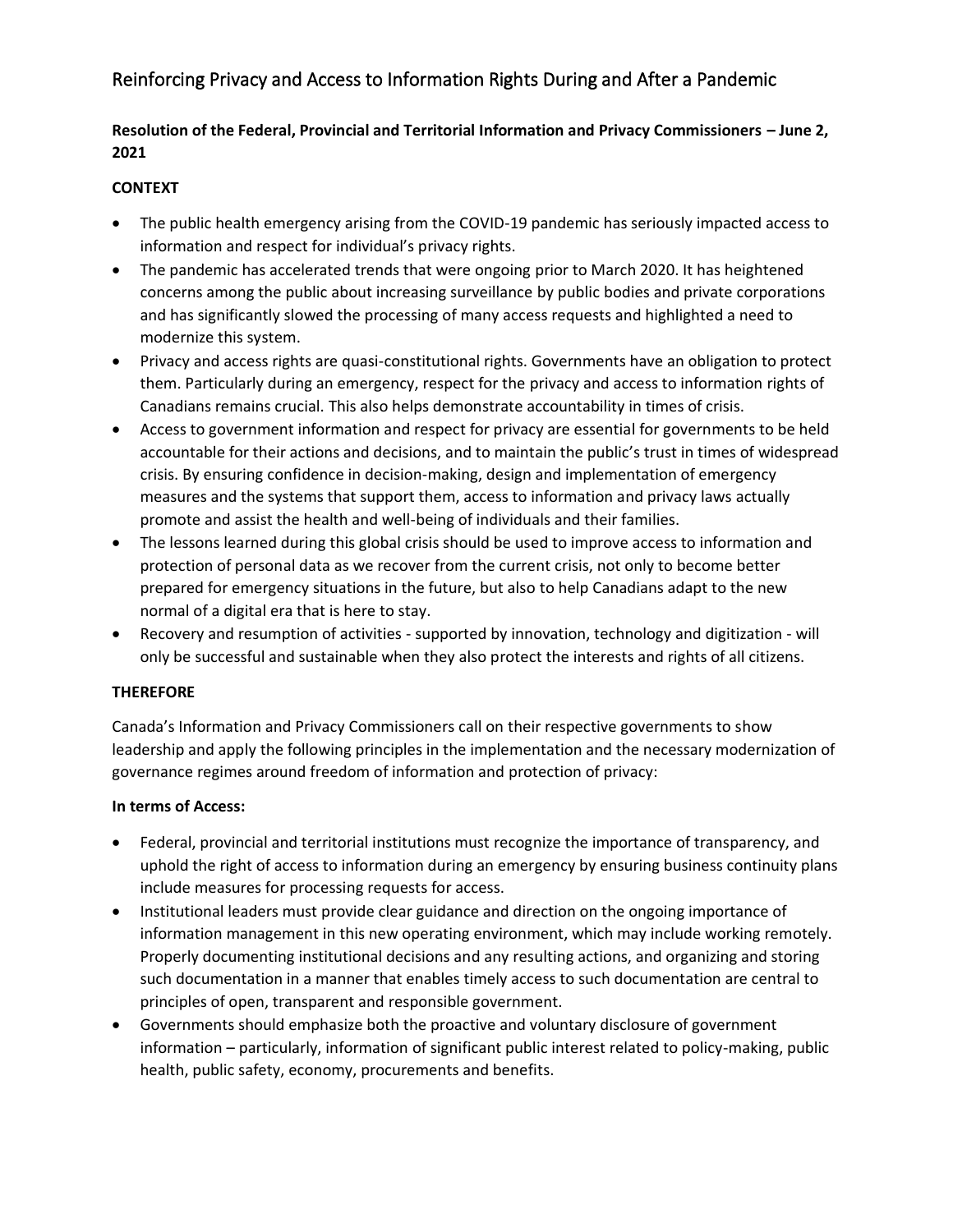# Reinforcing Privacy and Access to Information Rights During and After a Pandemic

**Resolution of the Federal, Provincial and Territorial Information and Privacy Commissioners – June 2, 2021**

**CONTEXT**

- The public health emergency arising from the COVID-19 pandemic has seriously impacted access to information and respect for individual's privacy rights.
- The pandemic has accelerated trends that were ongoing prior to March 2020. It has heightened concerns among the public about increasing surveillance by public bodies and private corporations and has significantly slowed the processing of many access requests and highlighted a need to modernize this system.
- Privacy and access rights are quasi-constitutional rights. Governments have an obligation to protect them. Particularly during an emergency, respect for the privacy and access to information rights of Canadians remains crucial. This also helps demonstrate accountability in times of crisis.
- Access to government information and respect for privacy are essential for governments to be held accountable for their actions and decisions, and to maintain the public's trust in times of widespread crisis. By ensuring confidence in decision-making, design and implementation of emergency measures and the systems that support them, access to information and privacy laws actually promote and assist the health and well-being of individuals and their families.
- The lessons learned during this global crisis should be used to improve access to information and protection of personal data as we recover from the current crisis, not only to become better prepared for emergency situations in the future, but also to help Canadians adapt to the new normal of a digital era that is here to stay.
- Recovery and resumption of activities - supported by innovation, technology and digitization - will only be successful and sustainable when they also protect the interests and rights of all citizens.

**THEREFORE**

Canada's Information and Privacy Commissioners call on their respective governments to show leadership and apply the following principles in the implementation and the necessary modernization of governance regimes around freedom of information and protection of privacy:

**In terms of Access:**

- Federal, provincial and territorial institutions must recognize the importance of transparency, and uphold the right of access to information during an emergency by ensuring business continuity plans include measures for processing requests for access.
- Institutional leaders must provide clear guidance and direction on the ongoing importance of information management in this new operating environment, which may include working remotely. Properly documenting institutional decisions and any resulting actions, and organizing and storing such documentation in a manner that enables timely access to such documentation are central to principles of open, transparent and responsible government.
- Governments should emphasize both the proactive and voluntary disclosure of government information – particularly, information of significant public interest related to policy-making, public health, public safety, economy, procurements and benefits.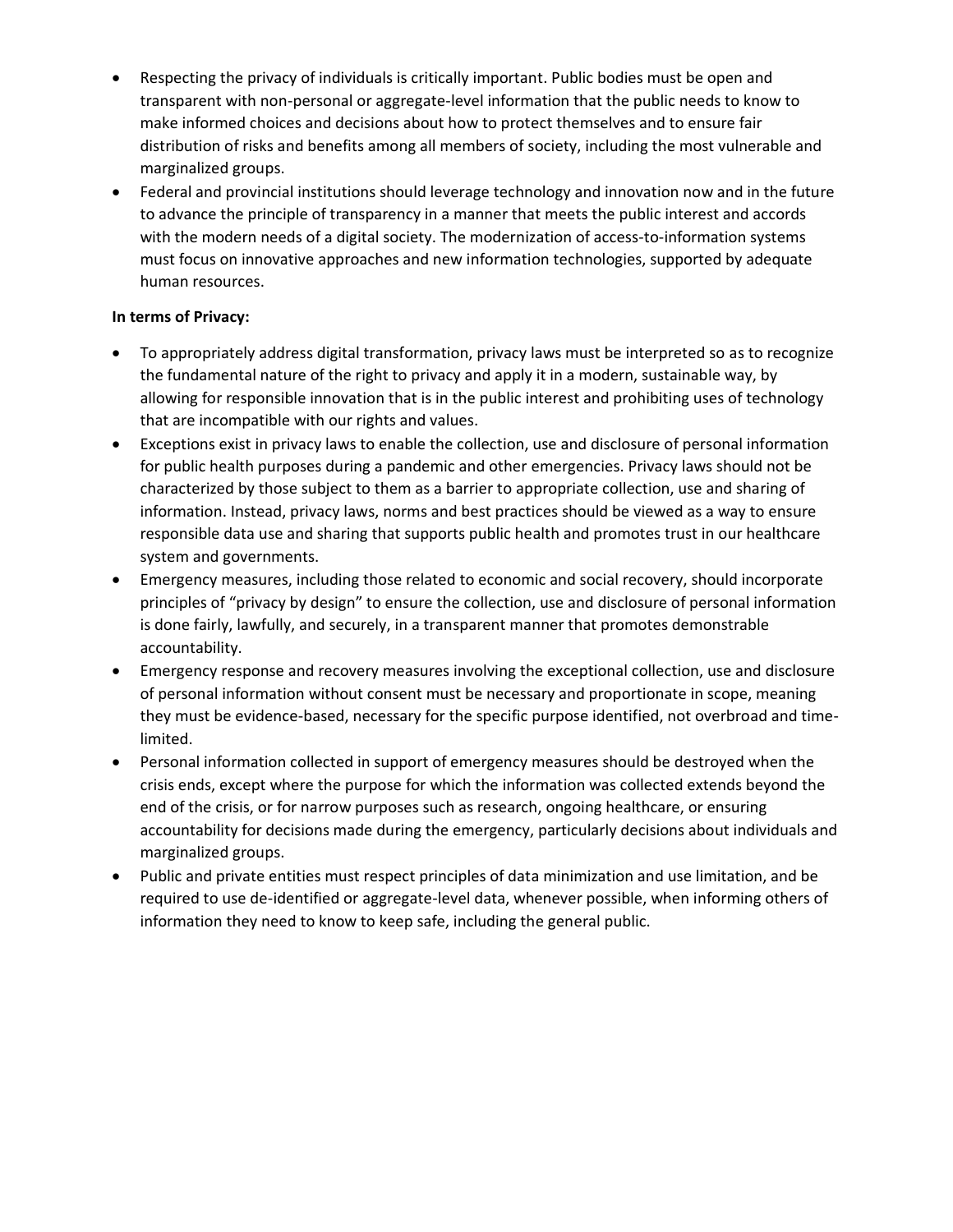- Respecting the privacy of individuals is critically important. Public bodies must be open and transparent with non-personal or aggregate-level information that the public needs to know to make informed choices and decisions about how to protect themselves and to ensure fair distribution of risks and benefits among all members of society, including the most vulnerable and marginalized groups.
- Federal and provincial institutions should leverage technology and innovation now and in the future to advance the principle of transparency in a manner that meets the public interest and accords with the modern needs of a digital society. The modernization of access-to-information systems must focus on innovative approaches and new information technologies, supported by adequate human resources.

**In terms of Privacy:**

- To appropriately address digital transformation, privacy laws must be interpreted so as to recognize the fundamental nature of the right to privacy and apply it in a modern, sustainable way, by allowing for responsible innovation that is in the public interest and prohibiting uses of technology that are incompatible with our rights and values.
- Exceptions exist in privacy laws to enable the collection, use and disclosure of personal information for public health purposes during a pandemic and other emergencies. Privacy laws should not be characterized by those subject to them as a barrier to appropriate collection, use and sharing of information. Instead, privacy laws, norms and best practices should be viewed as a way to ensure responsible data use and sharing that supports public health and promotes trust in our healthcare system and governments.
- Emergency measures, including those related to economic and social recovery, should incorporate principles of "privacy by design" to ensure the collection, use and disclosure of personal information is done fairly, lawfully, and securely, in a transparent manner that promotes demonstrable accountability.
- Emergency response and recovery measures involving the exceptional collection, use and disclosure of personal information without consent must be necessary and proportionate in scope, meaning they must be evidence-based, necessary for the specific purpose identified, not overbroad and time-limited.
- Personal information collected in support of emergency measures should be destroyed when the crisis ends, except where the purpose for which the information was collected extends beyond the end of the crisis, or for narrow purposes such as research, ongoing healthcare, or ensuring accountability for decisions made during the emergency, particularly decisions about individuals and marginalized groups.
- Public and private entities must respect principles of data minimization and use limitation, and be required to use de-identified or aggregate-level data, whenever possible, when informing others of information they need to know to keep safe, including the general public.